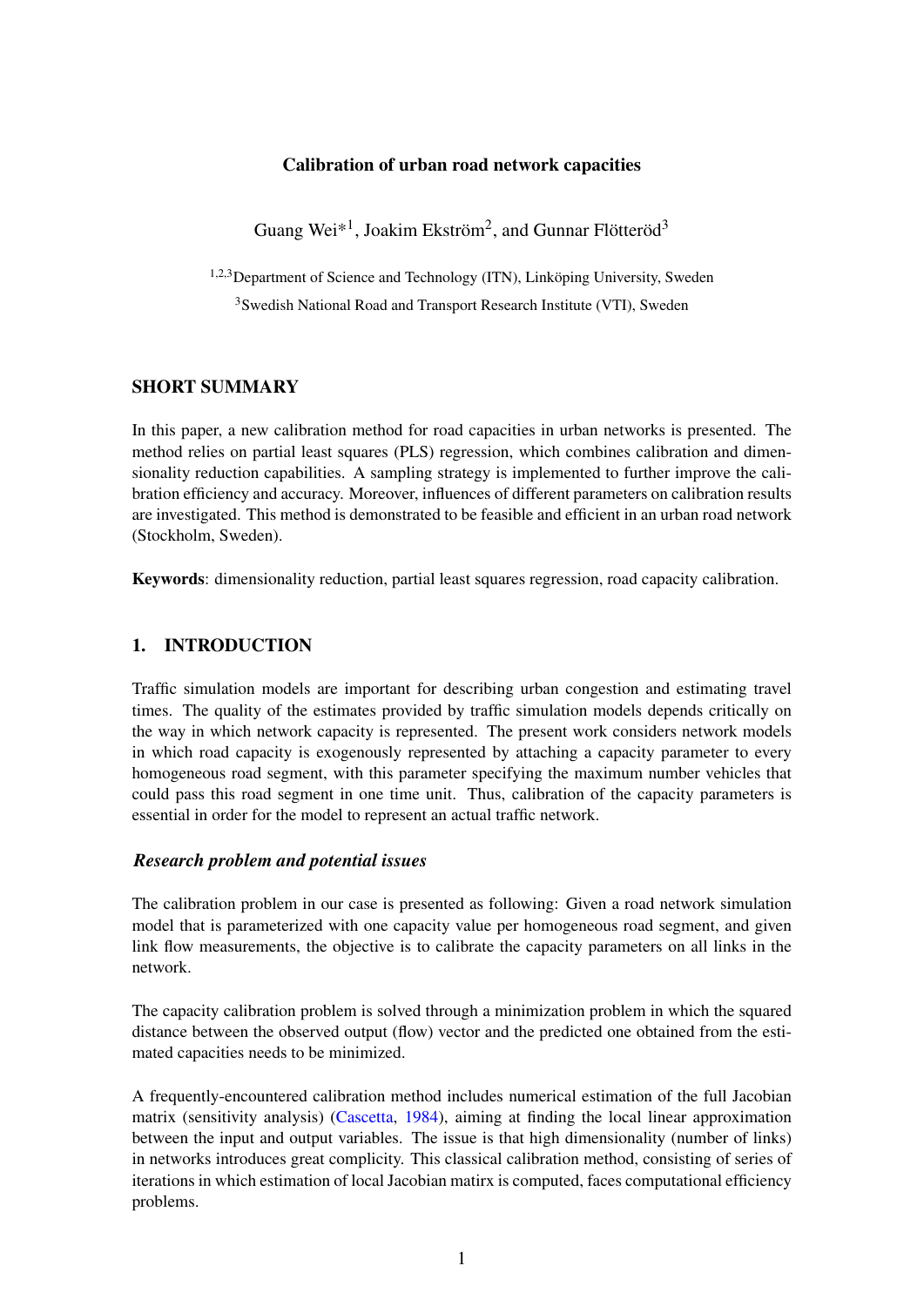# Calibration of urban road network capacities

Guang Wei*[1], Joakim Ekström[2], and Gunnar Flötteröd[3]

[1,2,3]Department of Science and Technology (ITN), Linköping University, Sweden

[3]Swedish National Road and Transport Research Institute (VTI), Sweden

## SHORT SUMMARY

In this paper, a new calibration method for road capacities in urban networks is presented. The method relies on partial least squares (PLS) regression, which combines calibration and dimensionality reduction capabilities. A sampling strategy is implemented to further improve the calibration efficiency and accuracy. Moreover, influences of different parameters on calibration results are investigated. This method is demonstrated to be feasible and efficient in an urban road network (Stockholm, Sweden).

**Keywords**: dimensionality reduction, partial least squares regression, road capacity calibration.

## 1. INTRODUCTION

Traffic simulation models are important for describing urban congestion and estimating travel times. The quality of the estimates provided by traffic simulation models depends critically on the way in which network capacity is represented. The present work considers network models in which road capacity is exogenously represented by attaching a capacity parameter to every homogeneous road segment, with this parameter specifying the maximum number vehicles that could pass this road segment in one time unit. Thus, calibration of the capacity parameters is essential in order for the model to represent an actual traffic network.

### *Research problem and potential issues*

The calibration problem in our case is presented as following: Given a road network simulation model that is parameterized with one capacity value per homogeneous road segment, and given link flow measurements, the objective is to calibrate the capacity parameters on all links in the network.

The capacity calibration problem is solved through a minimization problem in which the squared distance between the observed output (flow) vector and the predicted one obtained from the estimated capacities needs to be minimized.

A frequently-encountered calibration method includes numerical estimation of the full Jacobian matrix (sensitivity analysis) (Cascetta, 1984), aiming at finding the local linear approximation between the input and output variables. The issue is that high dimensionality (number of links) in networks introduces great complicity. This classical calibration method, consisting of series of iterations in which estimation of local Jacobian matirx is computed, faces computational efficiency problems.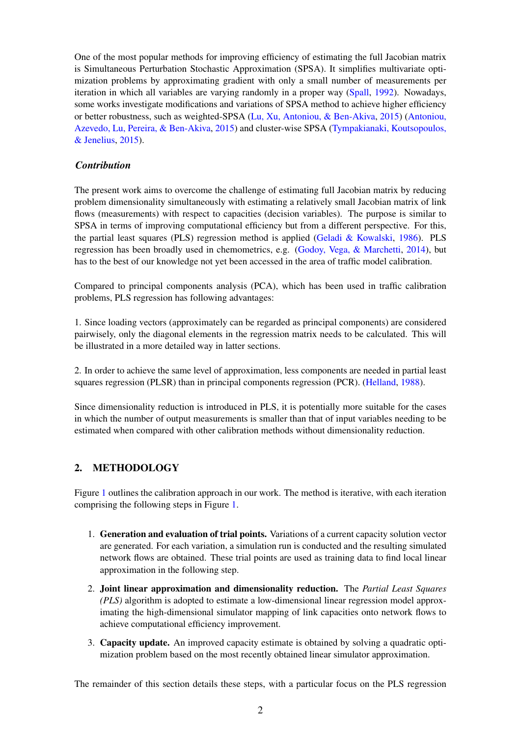One of the most popular methods for improving efficiency of estimating the full Jacobian matrix is Simultaneous Perturbation Stochastic Approximation (SPSA). It simplifies multivariate optimization problems by approximating gradient with only a small number of measurements per iteration in which all variables are varying randomly in a proper way (Spall, 1992). Nowadays, some works investigate modifications and variations of SPSA method to achieve higher efficiency or better robustness, such as weighted-SPSA (Lu, Xu, Antoniou, & Ben-Akiva, 2015) (Antoniou, Azevedo, Lu, Pereira, & Ben-Akiva, 2015) and cluster-wise SPSA (Tympakianaki, Koutsopoulos, & Jenelius, 2015).

### *Contribution*

The present work aims to overcome the challenge of estimating full Jacobian matrix by reducing problem dimensionality simultaneously with estimating a relatively small Jacobian matrix of link flows (measurements) with respect to capacities (decision variables). The purpose is similar to SPSA in terms of improving computational efficiency but from a different perspective. For this, the partial least squares (PLS) regression method is applied (Geladi & Kowalski, 1986). PLS regression has been broadly used in chemometrics, e.g. (Godoy, Vega, & Marchetti, 2014), but has to the best of our knowledge not yet been accessed in the area of traffic model calibration.

Compared to principal components analysis (PCA), which has been used in traffic calibration problems, PLS regression has following advantages:

1. Since loading vectors (approximately can be regarded as principal components) are considered pairwisely, only the diagonal elements in the regression matrix needs to be calculated. This will be illustrated in a more detailed way in latter sections.

2. In order to achieve the same level of approximation, less components are needed in partial least squares regression (PLSR) than in principal components regression (PCR). (Helland, 1988).

Since dimensionality reduction is introduced in PLS, it is potentially more suitable for the cases in which the number of output measurements is smaller than that of input variables needing to be estimated when compared with other calibration methods without dimensionality reduction.

## 2. METHODOLOGY

Figure 1 outlines the calibration approach in our work. The method is iterative, with each iteration comprising the following steps in Figure 1.

1. **Generation and evaluation of trial points.** Variations of a current capacity solution vector are generated. For each variation, a simulation run is conducted and the resulting simulated network flows are obtained. These trial points are used as training data to find local linear approximation in the following step.
2. **Joint linear approximation and dimensionality reduction.** The *Partial Least Squares (PLS)* algorithm is adopted to estimate a low-dimensional linear regression model approximating the high-dimensional simulator mapping of link capacities onto network flows to achieve computational efficiency improvement.
3. **Capacity update.** An improved capacity estimate is obtained by solving a quadratic optimization problem based on the most recently obtained linear simulator approximation.

The remainder of this section details these steps, with a particular focus on the PLS regression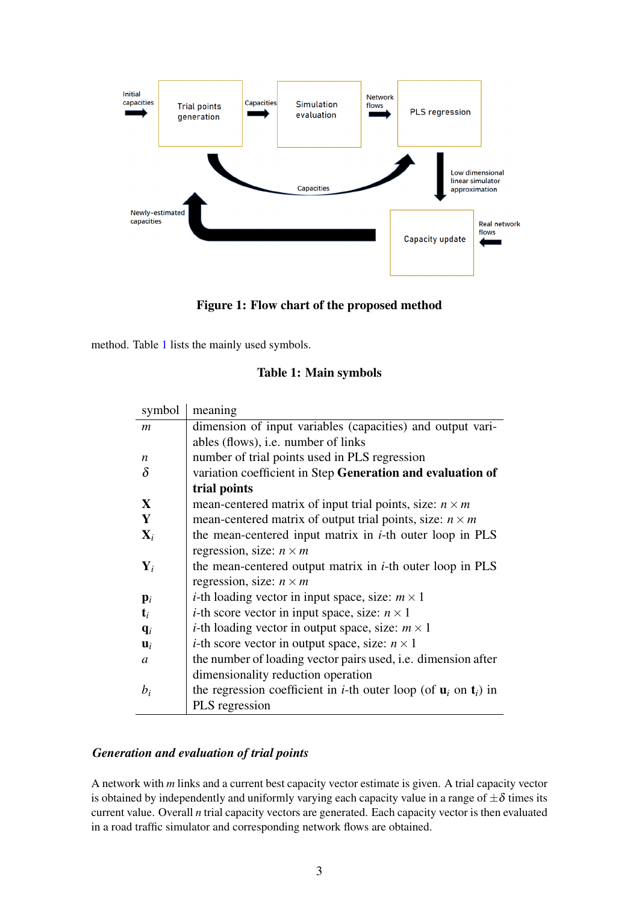**Figure 1: Flow chart of the proposed method**

method. Table 1 lists the mainly used symbols.

**Table 1: Main symbols**

| symbol | meaning |
|---|---|
| $m$ | dimension of input variables (capacities) and output variables (flows), i.e. number of links |
| $n$ | number of trial points used in PLS regression |
| $\delta$ | variation coefficient in Step **Generation and evaluation of trial points** |
| $\mathbf{X}$ | mean-centered matrix of input trial points, size: $n \times m$ |
| $\mathbf{Y}$ | mean-centered matrix of output trial points, size: $n \times m$ |
| $\mathbf{X}_i$ | the mean-centered input matrix in $i$-th outer loop in PLS regression, size: $n \times m$ |
| $\mathbf{Y}_i$ | the mean-centered output matrix in $i$-th outer loop in PLS regression, size: $n \times m$ |
| $\mathbf{p}_i$ | $i$-th loading vector in input space, size: $m \times 1$ |
| $\mathbf{t}_i$ | $i$-th score vector in input space, size: $n \times 1$ |
| $\mathbf{q}_i$ | $i$-th loading vector in output space, size: $m \times 1$ |
| $\mathbf{u}_i$ | $i$-th score vector in output space, size: $n \times 1$ |
| $a$ | the number of loading vector pairs used, i.e. dimension after dimensionality reduction operation |
| $b_i$ | the regression coefficient in $i$-th outer loop (of $\mathbf{u}_i$ on $\mathbf{t}_i$) in PLS regression |

### *Generation and evaluation of trial points*

A network with $m$ links and a current best capacity vector estimate is given. A trial capacity vector is obtained by independently and uniformly varying each capacity value in a range of $\pm\delta$ times its current value. Overall $n$ trial capacity vectors are generated. Each capacity vector is then evaluated in a road traffic simulator and corresponding network flows are obtained.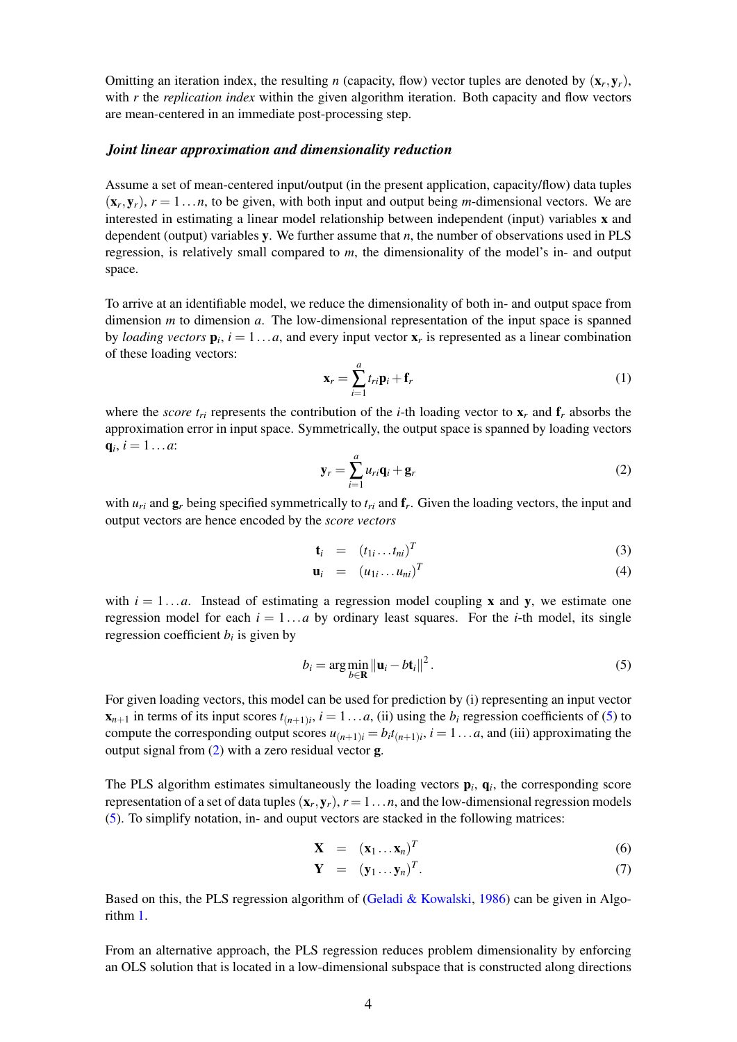Omitting an iteration index, the resulting $n$ (capacity, flow) vector tuples are denoted by $(\mathbf{x}_r, \mathbf{y}_r)$, with $r$ the *replication index* within the given algorithm iteration. Both capacity and flow vectors are mean-centered in an immediate post-processing step.

### *Joint linear approximation and dimensionality reduction*

Assume a set of mean-centered input/output (in the present application, capacity/flow) data tuples $(\mathbf{x}_r, \mathbf{y}_r)$, $r = 1 \ldots n$, to be given, with both input and output being $m$-dimensional vectors. We are interested in estimating a linear model relationship between independent (input) variables $\mathbf{x}$ and dependent (output) variables $\mathbf{y}$. We further assume that $n$, the number of observations used in PLS regression, is relatively small compared to $m$, the dimensionality of the model's in- and output space.

To arrive at an identifiable model, we reduce the dimensionality of both in- and output space from dimension $m$ to dimension $a$. The low-dimensional representation of the input space is spanned by *loading vectors* $\mathbf{p}_i$, $i = 1 \ldots a$, and every input vector $\mathbf{x}_r$ is represented as a linear combination of these loading vectors:

$$\mathbf{x}_r = \sum_{i=1}^{a} t_{ri}\mathbf{p}_i + \mathbf{f}_r \tag{1}$$

where the *score* $t_{ri}$ represents the contribution of the $i$-th loading vector to $\mathbf{x}_r$ and $\mathbf{f}_r$ absorbs the approximation error in input space. Symmetrically, the output space is spanned by loading vectors $\mathbf{q}_i$, $i = 1 \ldots a$:

$$\mathbf{y}_r = \sum_{i=1}^{a} u_{ri}\mathbf{q}_i + \mathbf{g}_r \tag{2}$$

with $u_{ri}$ and $\mathbf{g}_r$ being specified symmetrically to $t_{ri}$ and $\mathbf{f}_r$. Given the loading vectors, the input and output vectors are hence encoded by the *score vectors*

$$\mathbf{t}_i = (t_{1i} \ldots t_{ni})^T \tag{3}$$

$$\mathbf{u}_i = (u_{1i} \ldots u_{ni})^T \tag{4}$$

with $i = 1 \ldots a$. Instead of estimating a regression model coupling $\mathbf{x}$ and $\mathbf{y}$, we estimate one regression model for each $i = 1 \ldots a$ by ordinary least squares. For the $i$-th model, its single regression coefficient $b_i$ is given by

$$b_i = \arg\min_{b \in \mathbf{R}} \|\mathbf{u}_i - b\mathbf{t}_i\|^2 . \tag{5}$$

For given loading vectors, this model can be used for prediction by (i) representing an input vector $\mathbf{x}_{n+1}$ in terms of its input scores $t_{(n+1)i}$, $i = 1 \ldots a$, (ii) using the $b_i$ regression coefficients of (5) to compute the corresponding output scores $u_{(n+1)i} = b_i t_{(n+1)i}$, $i = 1 \ldots a$, and (iii) approximating the output signal from (2) with a zero residual vector $\mathbf{g}$.

The PLS algorithm estimates simultaneously the loading vectors $\mathbf{p}_i$, $\mathbf{q}_i$, the corresponding score representation of a set of data tuples $(\mathbf{x}_r, \mathbf{y}_r)$, $r = 1 \ldots n$, and the low-dimensional regression models (5). To simplify notation, in- and ouput vectors are stacked in the following matrices:

$$\mathbf{X} = (\mathbf{x}_1 \ldots \mathbf{x}_n)^T \tag{6}$$

$$\mathbf{Y} = (\mathbf{y}_1 \ldots \mathbf{y}_n)^T . \tag{7}$$

Based on this, the PLS regression algorithm of (Geladi & Kowalski, 1986) can be given in Algorithm 1.

From an alternative approach, the PLS regression reduces problem dimensionality by enforcing an OLS solution that is located in a low-dimensional subspace that is constructed along directions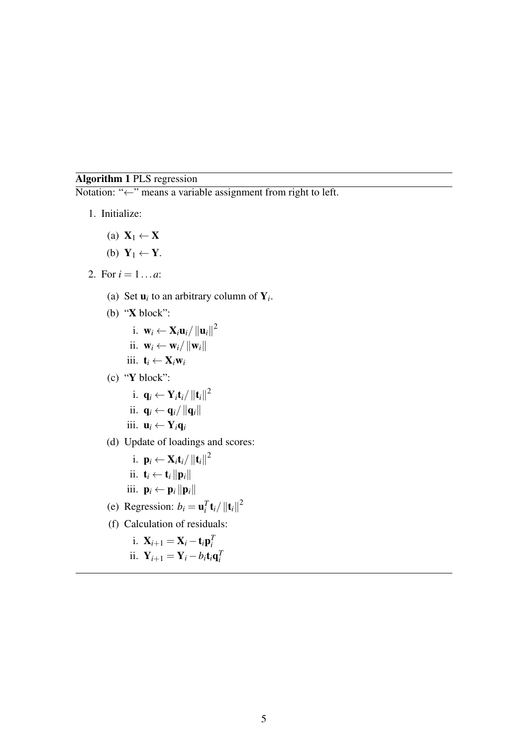**Algorithm 1** PLS regression

Notation: "$\leftarrow$" means a variable assignment from right to left.

1. Initialize:
   (a) $\mathbf{X}_1 \leftarrow \mathbf{X}$
   (b) $\mathbf{Y}_1 \leftarrow \mathbf{Y}$.
2. For $i = 1 \ldots a$:
   (a) Set $\mathbf{u}_i$ to an arbitrary column of $\mathbf{Y}_i$.
   (b) "**X** block":
      i. $\mathbf{w}_i \leftarrow \mathbf{X}_i \mathbf{u}_i / \|\mathbf{u}_i\|^2$
      ii. $\mathbf{w}_i \leftarrow \mathbf{w}_i / \|\mathbf{w}_i\|$
      iii. $\mathbf{t}_i \leftarrow \mathbf{X}_i \mathbf{w}_i$
   (c) "**Y** block":
      i. $\mathbf{q}_i \leftarrow \mathbf{Y}_i \mathbf{t}_i / \|\mathbf{t}_i\|^2$
      ii. $\mathbf{q}_i \leftarrow \mathbf{q}_i / \|\mathbf{q}_i\|$
      iii. $\mathbf{u}_i \leftarrow \mathbf{Y}_i \mathbf{q}_i$
   (d) Update of loadings and scores:
      i. $\mathbf{p}_i \leftarrow \mathbf{X}_i \mathbf{t}_i / \|\mathbf{t}_i\|^2$
      ii. $\mathbf{t}_i \leftarrow \mathbf{t}_i \|\mathbf{p}_i\|$
      iii. $\mathbf{p}_i \leftarrow \mathbf{p}_i \|\mathbf{p}_i\|$
   (e) Regression: $b_i = \mathbf{u}_i^T \mathbf{t}_i / \|\mathbf{t}_i\|^2$
   (f) Calculation of residuals:
      i. $\mathbf{X}_{i+1} = \mathbf{X}_i - \mathbf{t}_i \mathbf{p}_i^T$
      ii. $\mathbf{Y}_{i+1} = \mathbf{Y}_i - b_i \mathbf{t}_i \mathbf{q}_i^T$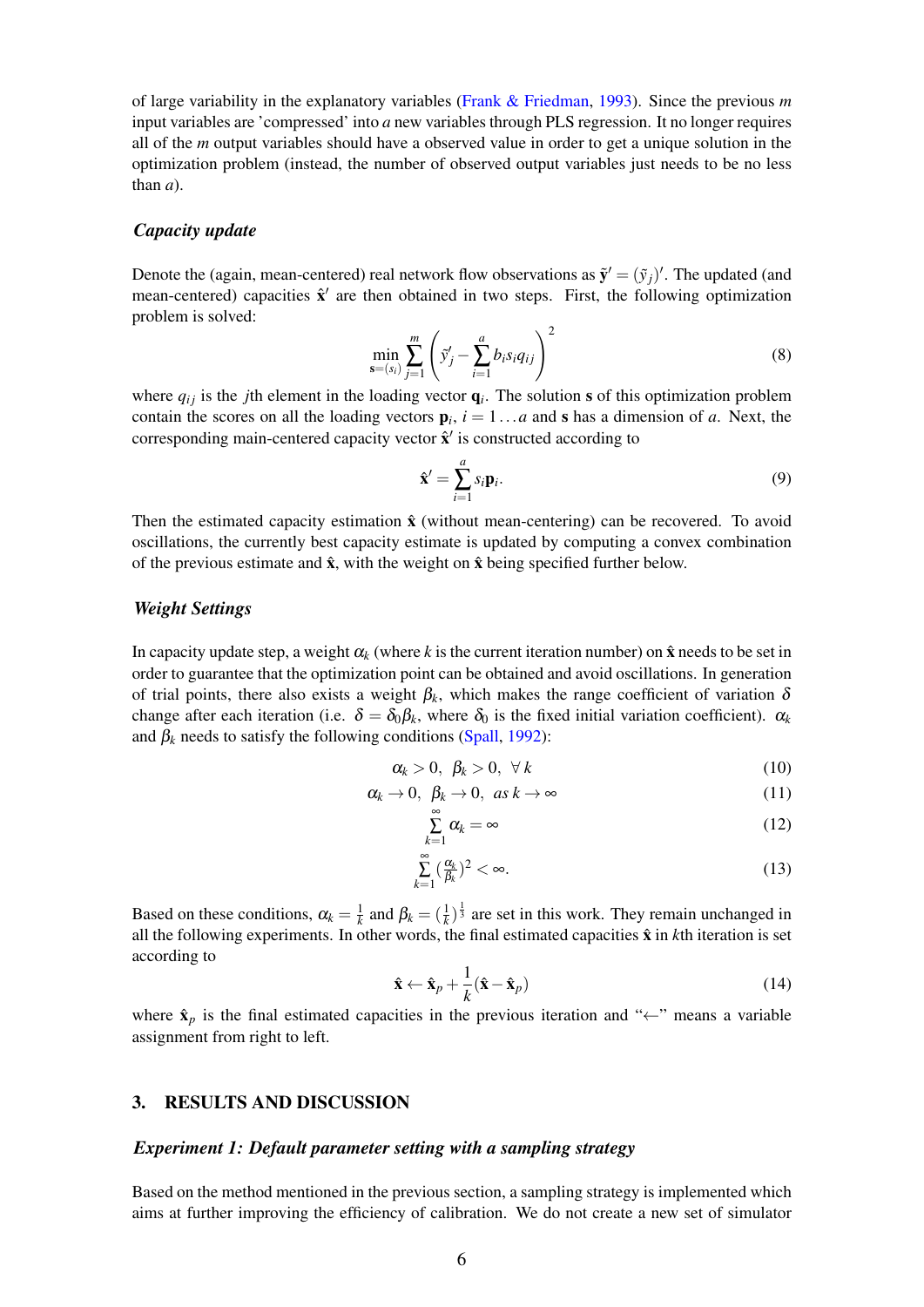of large variability in the explanatory variables (Frank & Friedman, 1993). Since the previous $m$ input variables are 'compressed' into $a$ new variables through PLS regression. It no longer requires all of the $m$ output variables should have a observed value in order to get a unique solution in the optimization problem (instead, the number of observed output variables just needs to be no less than $a$).

### *Capacity update*

Denote the (again, mean-centered) real network flow observations as $\tilde{\mathbf{y}}' = (\tilde{y}_j)'$. The updated (and mean-centered) capacities $\hat{\mathbf{x}}'$ are then obtained in two steps. First, the following optimization problem is solved:

$$\min_{\mathbf{s}=(s_i)} \sum_{j=1}^{m} \left( \tilde{y}_j' - \sum_{i=1}^{a} b_i s_i q_{ij} \right)^2 \tag{8}$$

where $q_{ij}$ is the $j$th element in the loading vector $\mathbf{q}_i$. The solution $\mathbf{s}$ of this optimization problem contain the scores on all the loading vectors $\mathbf{p}_i$, $i = 1 \ldots a$ and $\mathbf{s}$ has a dimension of $a$. Next, the corresponding main-centered capacity vector $\hat{\mathbf{x}}'$ is constructed according to

$$\hat{\mathbf{x}}' = \sum_{i=1}^{a} s_i \mathbf{p}_i. \tag{9}$$

Then the estimated capacity estimation $\hat{\mathbf{x}}$ (without mean-centering) can be recovered. To avoid oscillations, the currently best capacity estimate is updated by computing a convex combination of the previous estimate and $\hat{\mathbf{x}}$, with the weight on $\hat{\mathbf{x}}$ being specified further below.

### *Weight Settings*

In capacity update step, a weight $\alpha_k$ (where $k$ is the current iteration number) on $\hat{\mathbf{x}}$ needs to be set in order to guarantee that the optimization point can be obtained and avoid oscillations. In generation of trial points, there also exists a weight $\beta_k$, which makes the range coefficient of variation $\delta$ change after each iteration (i.e. $\delta = \delta_0 \beta_k$, where $\delta_0$ is the fixed initial variation coefficient). $\alpha_k$ and $\beta_k$ needs to satisfy the following conditions (Spall, 1992):

$$\alpha_k > 0, \;\; \beta_k > 0, \;\; \forall\, k \tag{10}$$

$$\alpha_k \to 0, \;\; \beta_k \to 0, \;\; as\ k \to \infty \tag{11}$$

$$\sum_{k=1}^{\infty} \alpha_k = \infty \tag{12}$$

$$\sum_{k=1}^{\infty} \left(\frac{\alpha_k}{\beta_k}\right)^2 < \infty. \tag{13}$$

Based on these conditions, $\alpha_k = \frac{1}{k}$ and $\beta_k = (\frac{1}{k})^{\frac{1}{3}}$ are set in this work. They remain unchanged in all the following experiments. In other words, the final estimated capacities $\hat{\mathbf{x}}$ in $k$th iteration is set according to

$$\hat{\mathbf{x}} \leftarrow \hat{\mathbf{x}}_p + \frac{1}{k}(\hat{\mathbf{x}} - \hat{\mathbf{x}}_p) \tag{14}$$

where $\hat{\mathbf{x}}_p$ is the final estimated capacities in the previous iteration and "$\leftarrow$" means a variable assignment from right to left.

## 3. RESULTS AND DISCUSSION

### *Experiment 1: Default parameter setting with a sampling strategy*

Based on the method mentioned in the previous section, a sampling strategy is implemented which aims at further improving the efficiency of calibration. We do not create a new set of simulator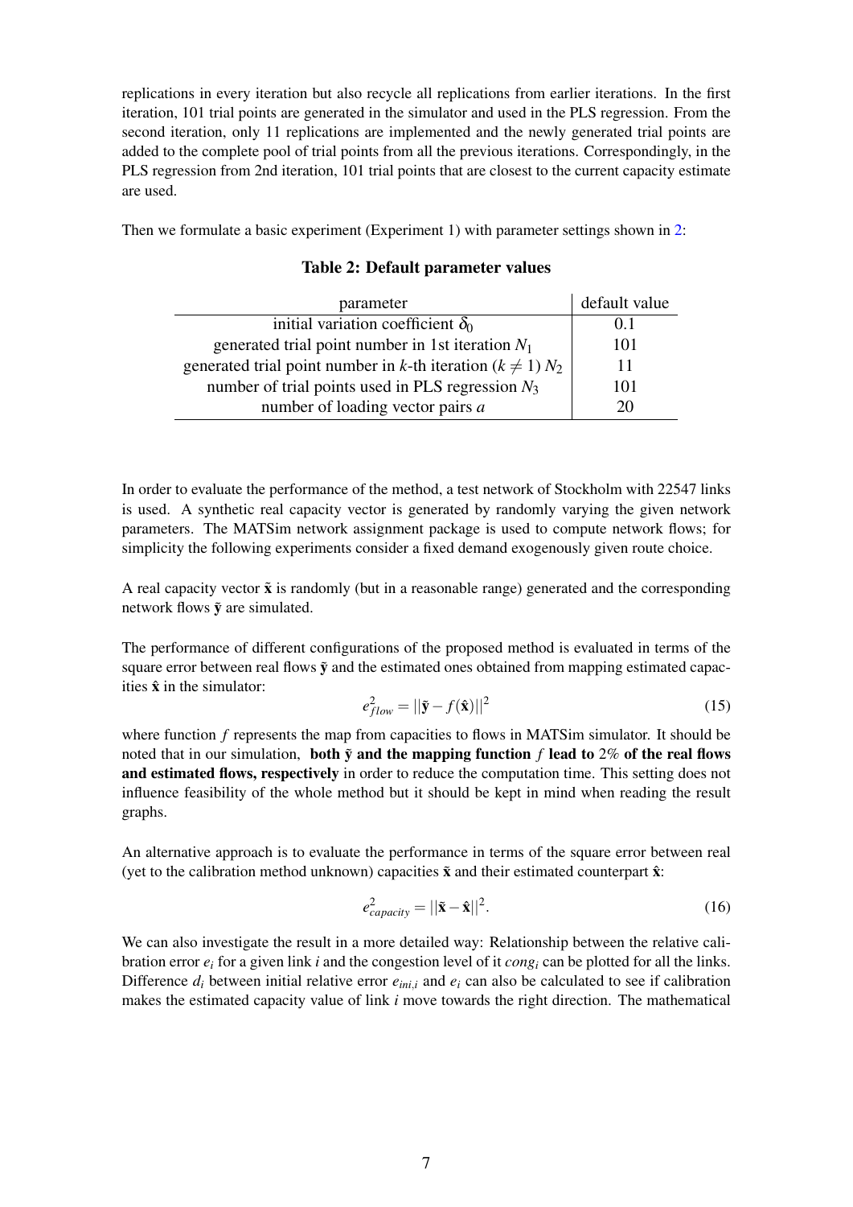replications in every iteration but also recycle all replications from earlier iterations. In the first iteration, 101 trial points are generated in the simulator and used in the PLS regression. From the second iteration, only 11 replications are implemented and the newly generated trial points are added to the complete pool of trial points from all the previous iterations. Correspondingly, in the PLS regression from 2nd iteration, 101 trial points that are closest to the current capacity estimate are used.

Then we formulate a basic experiment (Experiment 1) with parameter settings shown in 2:

**Table 2: Default parameter values**

| parameter | default value |
|---|---|
| initial variation coefficient $\delta_0$ | 0.1 |
| generated trial point number in 1st iteration $N_1$ | 101 |
| generated trial point number in $k$-th iteration ($k \neq 1$) $N_2$ | 11 |
| number of trial points used in PLS regression $N_3$ | 101 |
| number of loading vector pairs $a$ | 20 |

In order to evaluate the performance of the method, a test network of Stockholm with 22547 links is used. A synthetic real capacity vector is generated by randomly varying the given network parameters. The MATSim network assignment package is used to compute network flows; for simplicity the following experiments consider a fixed demand exogenously given route choice.

A real capacity vector $\tilde{\mathbf{x}}$ is randomly (but in a reasonable range) generated and the corresponding network flows $\tilde{\mathbf{y}}$ are simulated.

The performance of different configurations of the proposed method is evaluated in terms of the square error between real flows $\tilde{\mathbf{y}}$ and the estimated ones obtained from mapping estimated capacities $\hat{\mathbf{x}}$ in the simulator:

$$e_{flow}^2 = ||\tilde{\mathbf{y}} - f(\hat{\mathbf{x}})||^2 \tag{15}$$

where function $f$ represents the map from capacities to flows in MATSim simulator. It should be noted that in our simulation, **both $\tilde{\mathbf{y}}$ and the mapping function $f$ lead to $2\%$ of the real flows and estimated flows, respectively** in order to reduce the computation time. This setting does not influence feasibility of the whole method but it should be kept in mind when reading the result graphs.

An alternative approach is to evaluate the performance in terms of the square error between real (yet to the calibration method unknown) capacities $\tilde{\mathbf{x}}$ and their estimated counterpart $\hat{\mathbf{x}}$:

$$e_{capacity}^2 = ||\tilde{\mathbf{x}} - \hat{\mathbf{x}}||^2. \tag{16}$$

We can also investigate the result in a more detailed way: Relationship between the relative calibration error $e_i$ for a given link $i$ and the congestion level of it $cong_i$ can be plotted for all the links. Difference $d_i$ between initial relative error $e_{ini,i}$ and $e_i$ can also be calculated to see if calibration makes the estimated capacity value of link $i$ move towards the right direction. The mathematical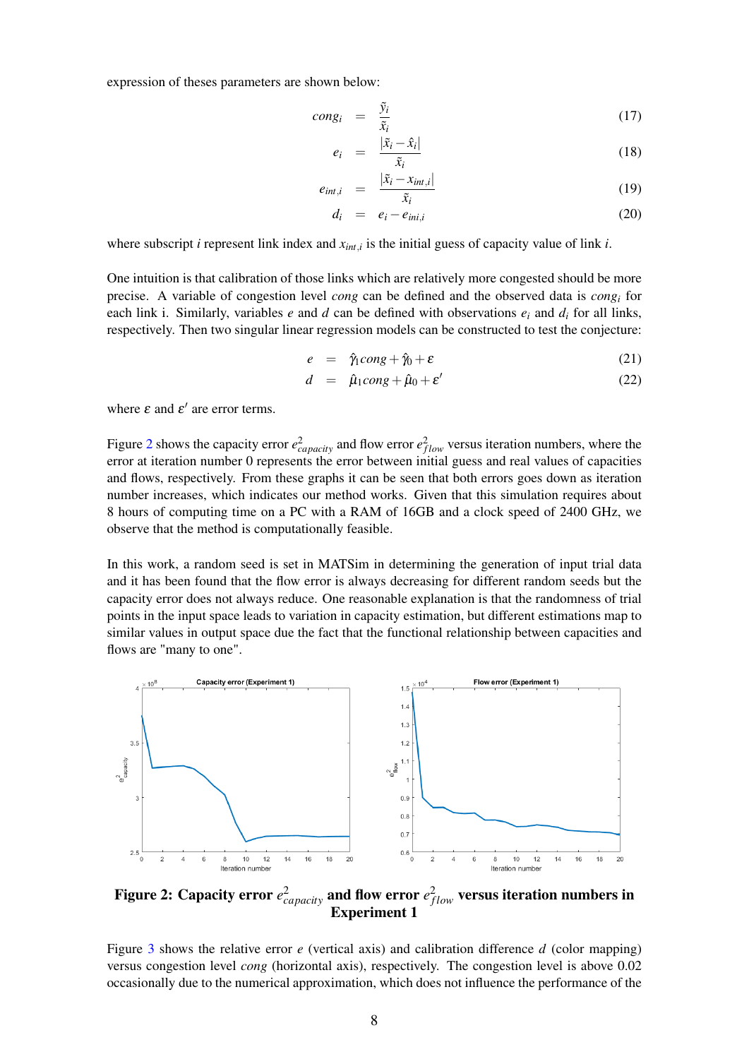expression of theses parameters are shown below:

$$cong_i = \frac{\tilde{y}_i}{\tilde{x}_i} \tag{17}$$

$$e_i = \frac{|\tilde{x}_i - \hat{x}_i|}{\tilde{x}_i} \tag{18}$$

$$e_{int,i} = \frac{|\tilde{x}_i - x_{int,i}|}{\tilde{x}_i} \tag{19}$$

$$d_i = e_i - e_{ini,i} \tag{20}$$

where subscript $i$ represent link index and $x_{int,i}$ is the initial guess of capacity value of link $i$.

One intuition is that calibration of those links which are relatively more congested should be more precise. A variable of congestion level $cong$ can be defined and the observed data is $cong_i$ for each link i. Similarly, variables $e$ and $d$ can be defined with observations $e_i$ and $d_i$ for all links, respectively. Then two singular linear regression models can be constructed to test the conjecture:

$$e = \hat{\gamma}_1 cong + \hat{\gamma}_0 + \varepsilon \tag{21}$$

$$d = \hat{\mu}_1 cong + \hat{\mu}_0 + \varepsilon' \tag{22}$$

where $\varepsilon$ and $\varepsilon'$ are error terms.

Figure 2 shows the capacity error $e^2_{capacity}$ and flow error $e^2_{flow}$ versus iteration numbers, where the error at iteration number 0 represents the error between initial guess and real values of capacities and flows, respectively. From these graphs it can be seen that both errors goes down as iteration number increases, which indicates our method works. Given that this simulation requires about 8 hours of computing time on a PC with a RAM of 16GB and a clock speed of 2400 GHz, we observe that the method is computationally feasible.

In this work, a random seed is set in MATSim in determining the generation of input trial data and it has been found that the flow error is always decreasing for different random seeds but the capacity error does not always reduce. One reasonable explanation is that the randomness of trial points in the input space leads to variation in capacity estimation, but different estimations map to similar values in output space due the fact that the functional relationship between capacities and flows are "many to one".

**Figure 2: Capacity error $e^2_{capacity}$ and flow error $e^2_{flow}$ versus iteration numbers in Experiment 1**

Figure 3 shows the relative error $e$ (vertical axis) and calibration difference $d$ (color mapping) versus congestion level $cong$ (horizontal axis), respectively. The congestion level is above 0.02 occasionally due to the numerical approximation, which does not influence the performance of the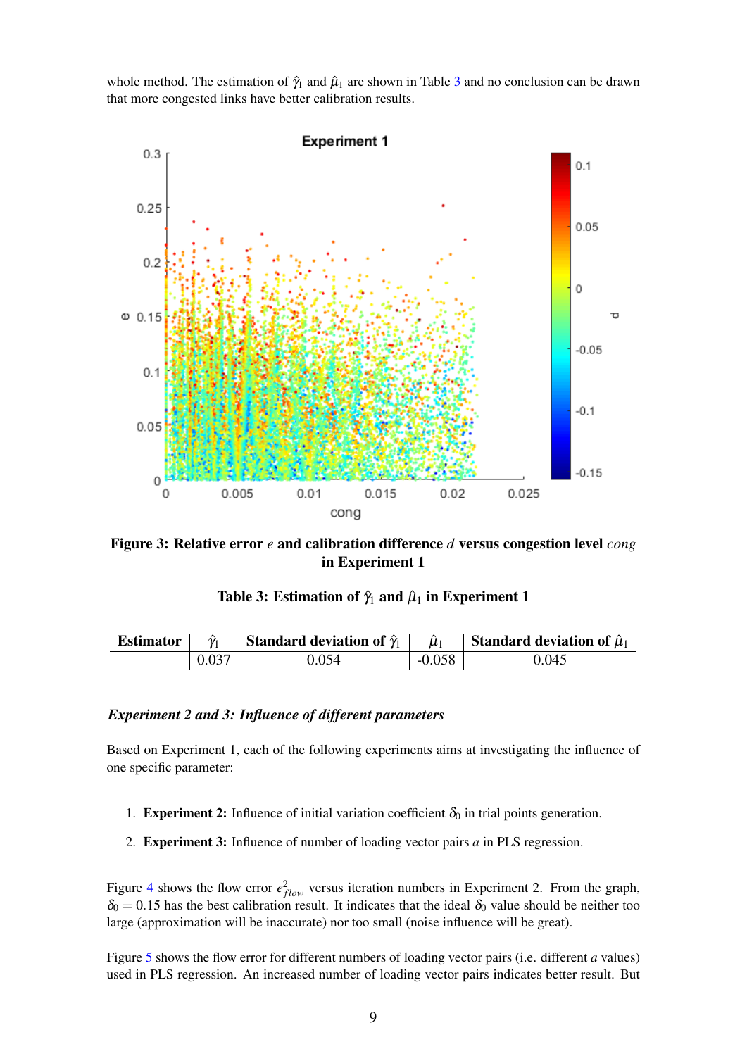whole method. The estimation of $\hat{\gamma}_1$ and $\hat{\mu}_1$ are shown in Table 3 and no conclusion can be drawn that more congested links have better calibration results.

**Figure 3: Relative error $e$ and calibration difference $d$ versus congestion level $cong$ in Experiment 1**

**Table 3: Estimation of $\hat{\gamma}_1$ and $\hat{\mu}_1$ in Experiment 1**

| Estimator | $\hat{\gamma}_1$ | Standard deviation of $\hat{\gamma}_1$ | $\hat{\mu}_1$ | Standard deviation of $\hat{\mu}_1$ |
|---|---|---|---|---|
| | 0.037 | 0.054 | -0.058 | 0.045 |

### *Experiment 2 and 3: Influence of different parameters*

Based on Experiment 1, each of the following experiments aims at investigating the influence of one specific parameter:

1. **Experiment 2:** Influence of initial variation coefficient $\delta_0$ in trial points generation.
2. **Experiment 3:** Influence of number of loading vector pairs $a$ in PLS regression.

Figure 4 shows the flow error $e^2_{flow}$ versus iteration numbers in Experiment 2. From the graph, $\delta_0 = 0.15$ has the best calibration result. It indicates that the ideal $\delta_0$ value should be neither too large (approximation will be inaccurate) nor too small (noise influence will be great).

Figure 5 shows the flow error for different numbers of loading vector pairs (i.e. different $a$ values) used in PLS regression. An increased number of loading vector pairs indicates better result. But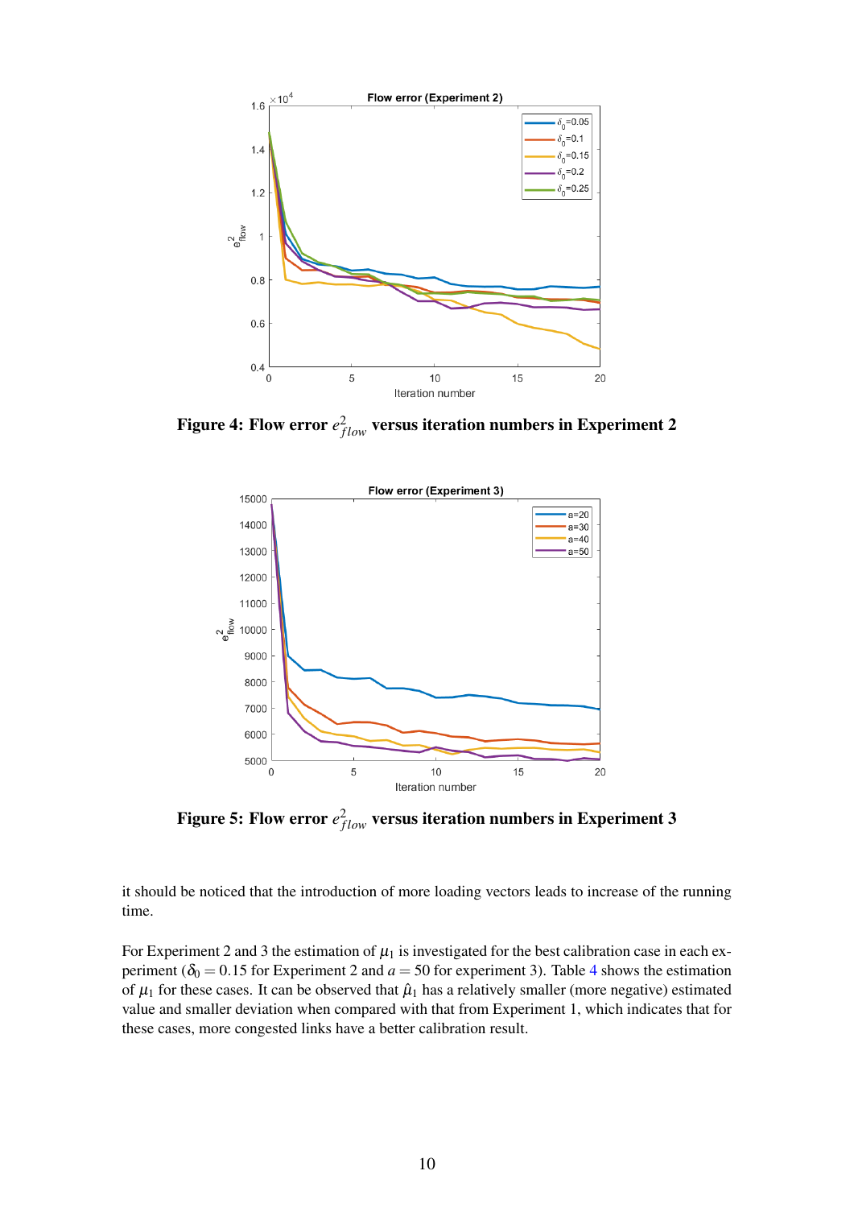**Figure 4: Flow error $e^2_{flow}$ versus iteration numbers in Experiment 2**

**Figure 5: Flow error $e^2_{flow}$ versus iteration numbers in Experiment 3**

it should be noticed that the introduction of more loading vectors leads to increase of the running time.

For Experiment 2 and 3 the estimation of $\mu_1$ is investigated for the best calibration case in each experiment ($\delta_0 = 0.15$ for Experiment 2 and $a = 50$ for experiment 3). Table 4 shows the estimation of $\mu_1$ for these cases. It can be observed that $\hat{\mu}_1$ has a relatively smaller (more negative) estimated value and smaller deviation when compared with that from Experiment 1, which indicates that for these cases, more congested links have a better calibration result.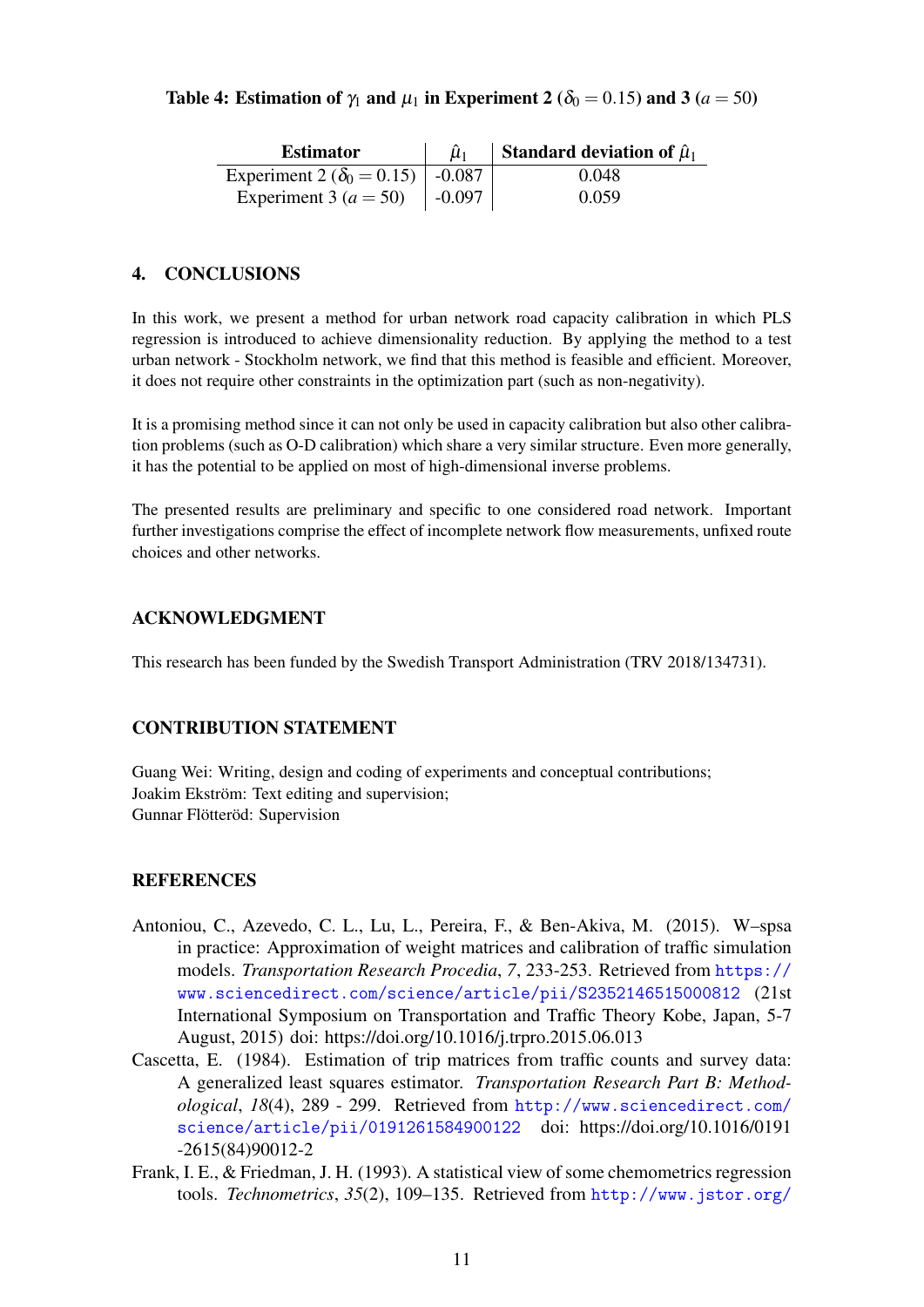**Table 4: Estimation of $\gamma_1$ and $\mu_1$ in Experiment 2 ($\delta_0 = 0.15$) and 3 ($a = 50$)**

| Estimator | $\hat{\mu}_1$ | Standard deviation of $\hat{\mu}_1$ |
|---|---|---|
| Experiment 2 ($\delta_0 = 0.15$) | -0.087 | 0.048 |
| Experiment 3 ($a = 50$) | -0.097 | 0.059 |

## 4. CONCLUSIONS

In this work, we present a method for urban network road capacity calibration in which PLS regression is introduced to achieve dimensionality reduction. By applying the method to a test urban network - Stockholm network, we find that this method is feasible and efficient. Moreover, it does not require other constraints in the optimization part (such as non-negativity).

It is a promising method since it can not only be used in capacity calibration but also other calibration problems (such as O-D calibration) which share a very similar structure. Even more generally, it has the potential to be applied on most of high-dimensional inverse problems.

The presented results are preliminary and specific to one considered road network. Important further investigations comprise the effect of incomplete network flow measurements, unfixed route choices and other networks.

## ACKNOWLEDGMENT

This research has been funded by the Swedish Transport Administration (TRV 2018/134731).

## CONTRIBUTION STATEMENT

Guang Wei: Writing, design and coding of experiments and conceptual contributions;
Joakim Ekström: Text editing and supervision;
Gunnar Flötteröd: Supervision

## REFERENCES

Antoniou, C., Azevedo, C. L., Lu, L., Pereira, F., & Ben-Akiva, M. (2015). W–spsa in practice: Approximation of weight matrices and calibration of traffic simulation models. *Transportation Research Procedia*, *7*, 233-253. Retrieved from https://www.sciencedirect.com/science/article/pii/S2352146515000812 (21st International Symposium on Transportation and Traffic Theory Kobe, Japan, 5-7 August, 2015) doi: https://doi.org/10.1016/j.trpro.2015.06.013

Cascetta, E. (1984). Estimation of trip matrices from traffic counts and survey data: A generalized least squares estimator. *Transportation Research Part B: Methodological*, *18*(4), 289 - 299. Retrieved from http://www.sciencedirect.com/science/article/pii/0191261584900122 doi: https://doi.org/10.1016/0191-2615(84)90012-2

Frank, I. E., & Friedman, J. H. (1993). A statistical view of some chemometrics regression tools. *Technometrics*, *35*(2), 109–135. Retrieved from http://www.jstor.org/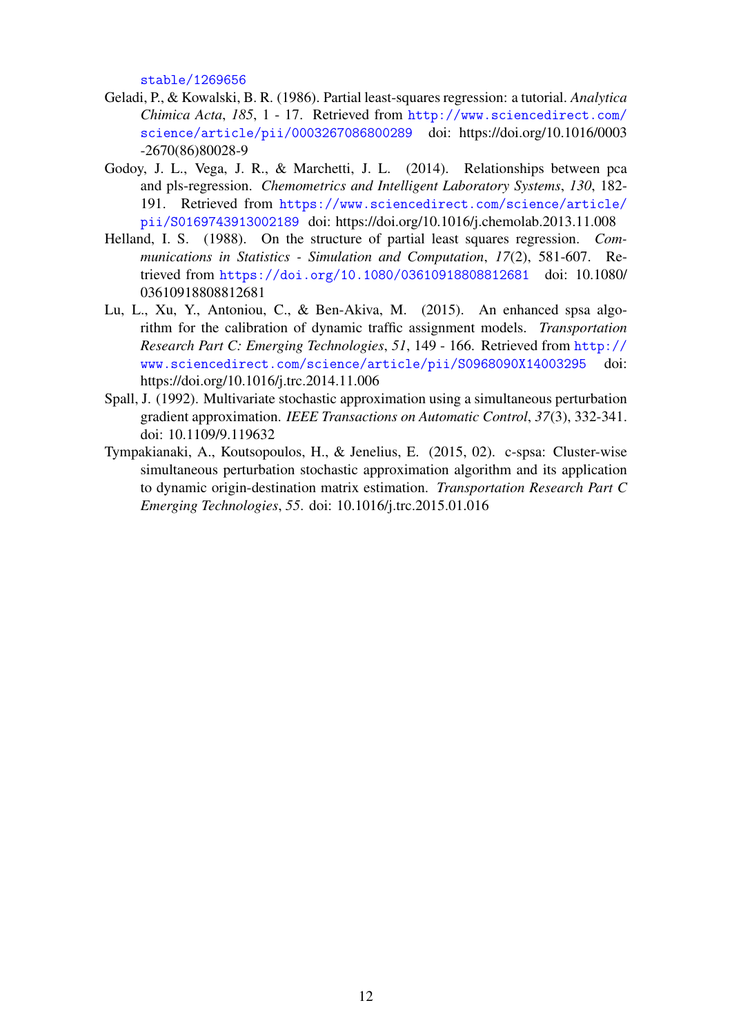stable/1269656

Geladi, P., & Kowalski, B. R. (1986). Partial least-squares regression: a tutorial. *Analytica Chimica Acta*, *185*, 1 - 17. Retrieved from http://www.sciencedirect.com/science/article/pii/0003267086800289 doi: https://doi.org/10.1016/0003-2670(86)80028-9

Godoy, J. L., Vega, J. R., & Marchetti, J. L. (2014). Relationships between pca and pls-regression. *Chemometrics and Intelligent Laboratory Systems*, *130*, 182-191. Retrieved from https://www.sciencedirect.com/science/article/pii/S0169743913002189 doi: https://doi.org/10.1016/j.chemolab.2013.11.008

Helland, I. S. (1988). On the structure of partial least squares regression. *Communications in Statistics - Simulation and Computation*, *17*(2), 581-607. Retrieved from https://doi.org/10.1080/03610918808812681 doi: 10.1080/03610918808812681

Lu, L., Xu, Y., Antoniou, C., & Ben-Akiva, M. (2015). An enhanced spsa algorithm for the calibration of dynamic traffic assignment models. *Transportation Research Part C: Emerging Technologies*, *51*, 149 - 166. Retrieved from http://www.sciencedirect.com/science/article/pii/S0968090X14003295 doi: https://doi.org/10.1016/j.trc.2014.11.006

Spall, J. (1992). Multivariate stochastic approximation using a simultaneous perturbation gradient approximation. *IEEE Transactions on Automatic Control*, *37*(3), 332-341. doi: 10.1109/9.119632

Tympakianaki, A., Koutsopoulos, H., & Jenelius, E. (2015, 02). c-spsa: Cluster-wise simultaneous perturbation stochastic approximation algorithm and its application to dynamic origin-destination matrix estimation. *Transportation Research Part C Emerging Technologies*, *55*. doi: 10.1016/j.trc.2015.01.016